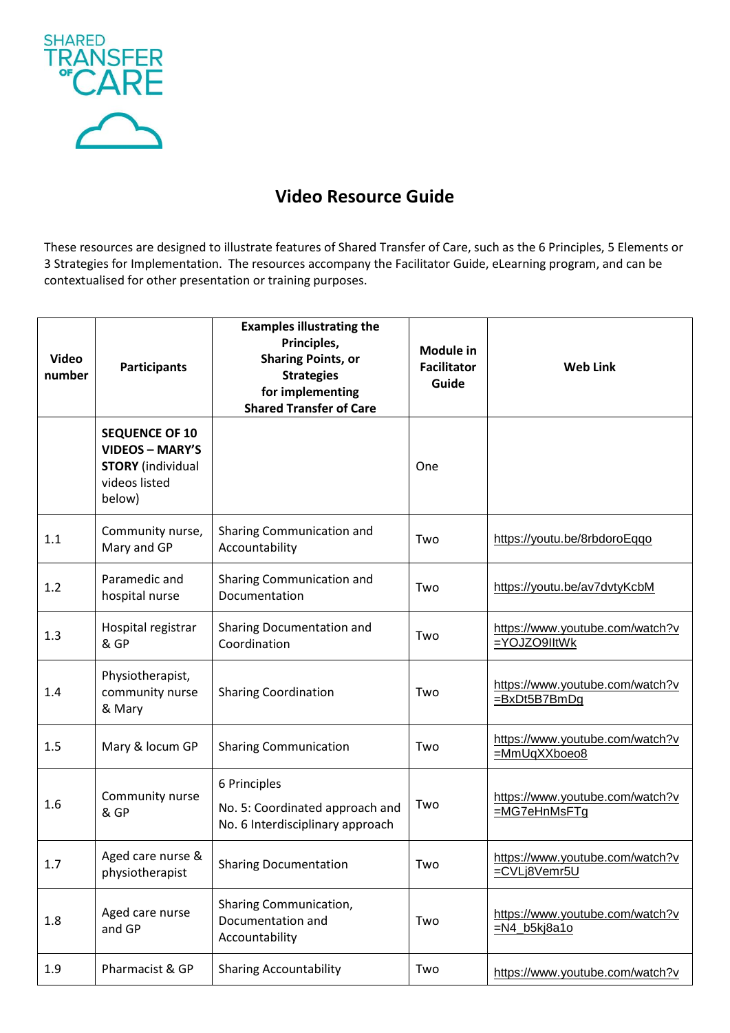SHARED TRANSFER OF CARE

# Video Resource Guide

These resources are designed to illustrate features of Shared Transfer of Care, such as the 6 Principles, 5 Elements or 3 Strategies for Implementation. The resources accompany the Facilitator Guide, eLearning program, and can be contextualised for other presentation or training purposes.

| Video number | Participants | Examples illustrating the Principles, Sharing Points, or Strategies for implementing Shared Transfer of Care | Module in Facilitator Guide | Web Link |
|---|---|---|---|---|
| | **SEQUENCE OF 10 VIDEOS – MARY'S STORY** (individual videos listed below) | | One | |
| 1.1 | Community nurse, Mary and GP | Sharing Communication and Accountability | Two | https://youtu.be/8rbdoroEqqo |
| 1.2 | Paramedic and hospital nurse | Sharing Communication and Documentation | Two | https://youtu.be/av7dvtyKcbM |
| 1.3 | Hospital registrar & GP | Sharing Documentation and Coordination | Two | https://www.youtube.com/watch?v=YOJZO9IltWk |
| 1.4 | Physiotherapist, community nurse & Mary | Sharing Coordination | Two | https://www.youtube.com/watch?v=BxDt5B7BmDg |
| 1.5 | Mary & locum GP | Sharing Communication | Two | https://www.youtube.com/watch?v=MmUqXXboeo8 |
| 1.6 | Community nurse & GP | 6 Principles<br>No. 5: Coordinated approach and No. 6 Interdisciplinary approach | Two | https://www.youtube.com/watch?v=MG7eHnMsFTg |
| 1.7 | Aged care nurse & physiotherapist | Sharing Documentation | Two | https://www.youtube.com/watch?v=CVLj8Vemr5U |
| 1.8 | Aged care nurse and GP | Sharing Communication, Documentation and Accountability | Two | https://www.youtube.com/watch?v=N4_b5kj8a1o |
| 1.9 | Pharmacist & GP | Sharing Accountability | Two | https://www.youtube.com/watch?v |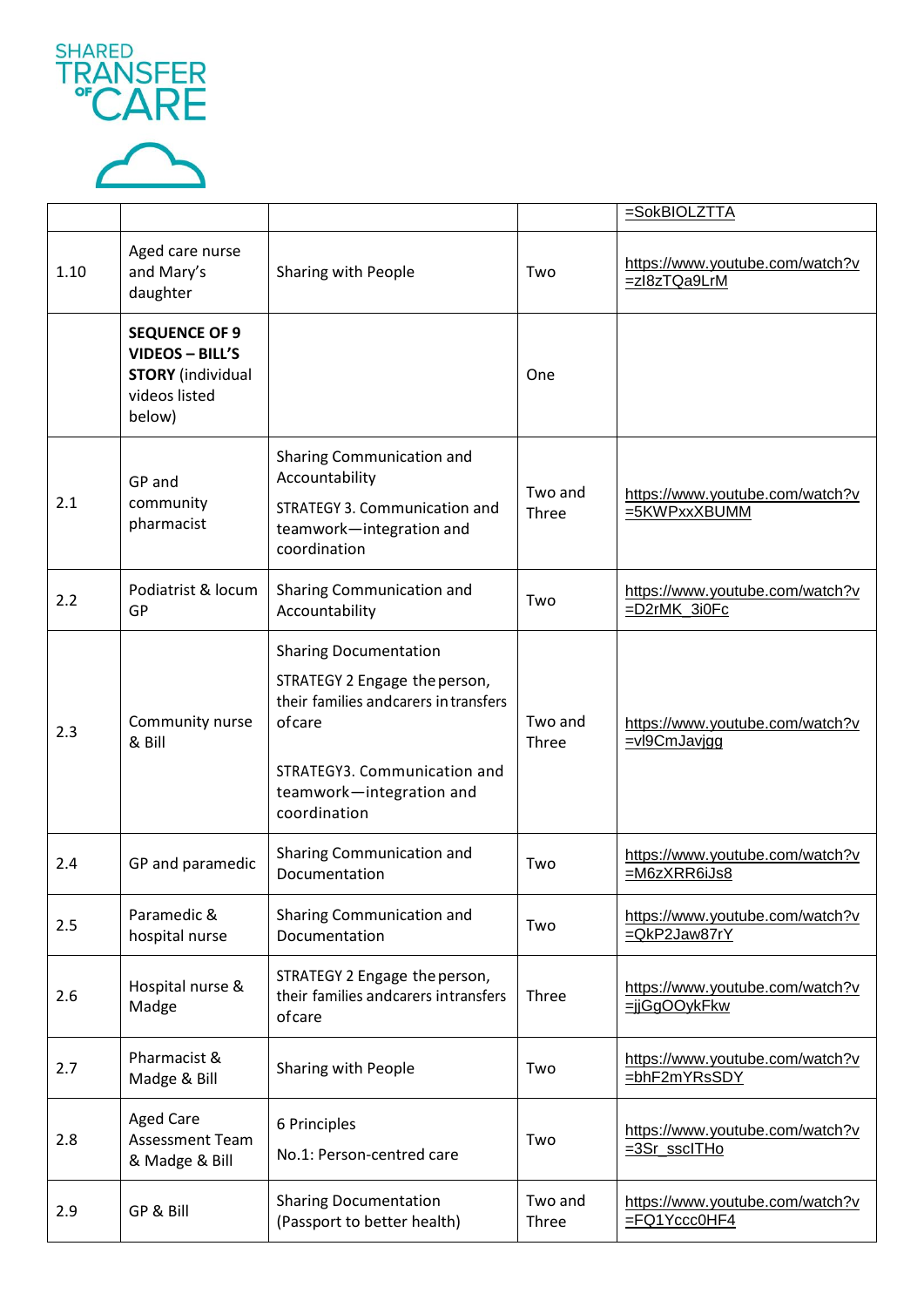|  |  |  |  | =SokBIOLZTTA |
|---|---|---|---|---|
| 1.10 | Aged care nurse and Mary's daughter | Sharing with People | Two | https://www.youtube.com/watch?v=zI8zTQa9LrM |
|  | **SEQUENCE OF 9 VIDEOS – BILL'S STORY** (individual videos listed below) |  | One |  |
| 2.1 | GP and community pharmacist | Sharing Communication and Accountability<br>STRATEGY 3. Communication and teamwork—integration and coordination | Two and Three | https://www.youtube.com/watch?v=5KWPxxXBUMM |
| 2.2 | Podiatrist & locum GP | Sharing Communication and Accountability | Two | https://www.youtube.com/watch?v=D2rMK_3i0Fc |
| 2.3 | Community nurse & Bill | Sharing Documentation<br>STRATEGY 2 Engage the person, their families andcarers in transfers ofcare<br>STRATEGY3. Communication and teamwork—integration and coordination | Two and Three | https://www.youtube.com/watch?v=vl9CmJavjgg |
| 2.4 | GP and paramedic | Sharing Communication and Documentation | Two | https://www.youtube.com/watch?v=M6zXRR6iJs8 |
| 2.5 | Paramedic & hospital nurse | Sharing Communication and Documentation | Two | https://www.youtube.com/watch?v=QkP2Jaw87rY |
| 2.6 | Hospital nurse & Madge | STRATEGY 2 Engage the person, their families andcarers intransfers ofcare | Three | https://www.youtube.com/watch?v=jjGgOOykFkw |
| 2.7 | Pharmacist & Madge & Bill | Sharing with People | Two | https://www.youtube.com/watch?v=bhF2mYRsSDY |
| 2.8 | Aged Care Assessment Team & Madge & Bill | 6 Principles<br>No.1: Person-centred care | Two | https://www.youtube.com/watch?v=3Sr_sscITHo |
| 2.9 | GP & Bill | Sharing Documentation (Passport to better health) | Two and Three | https://www.youtube.com/watch?v=FQ1Yccc0HF4 |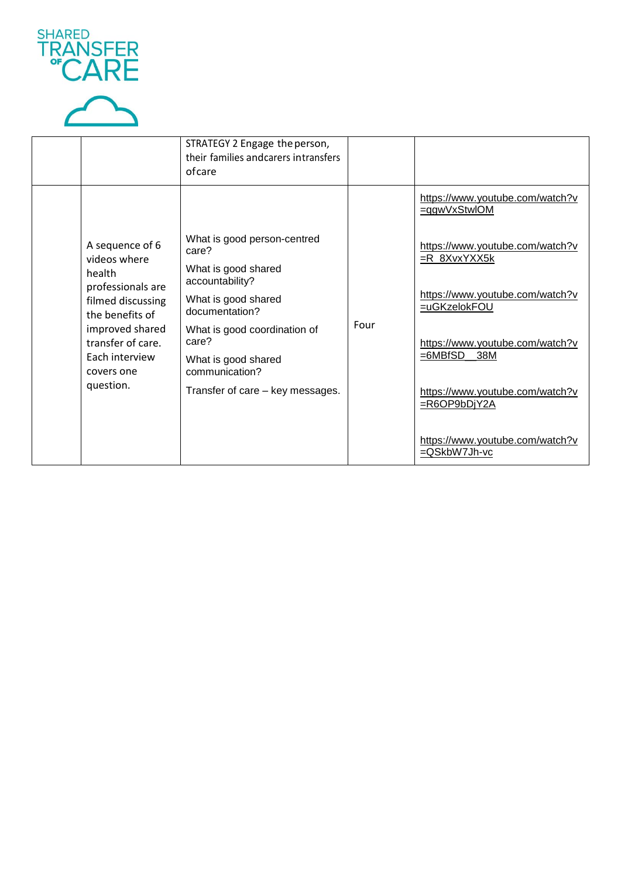SHARED TRANSFER OF CARE

| | | STRATEGY 2 Engage the person, their families and carers in transfers of care | | |
|---|---|---|---|---|
| | A sequence of 6 videos where health professionals are filmed discussing the benefits of improved shared transfer of care. Each interview covers one question. | What is good person-centred care?<br>What is good shared accountability?<br>What is good shared documentation?<br>What is good coordination of care?<br>What is good shared communication?<br>Transfer of care – key messages. | Four | https://www.youtube.com/watch?v=qgwVxStwlOM<br>https://www.youtube.com/watch?v=R_8XvxYXX5k<br>https://www.youtube.com/watch?v=uGKzelokFOU<br>https://www.youtube.com/watch?v=6MBfSD__38M<br>https://www.youtube.com/watch?v=R6OP9bDjY2A<br>https://www.youtube.com/watch?v=QSkbW7Jh-vc |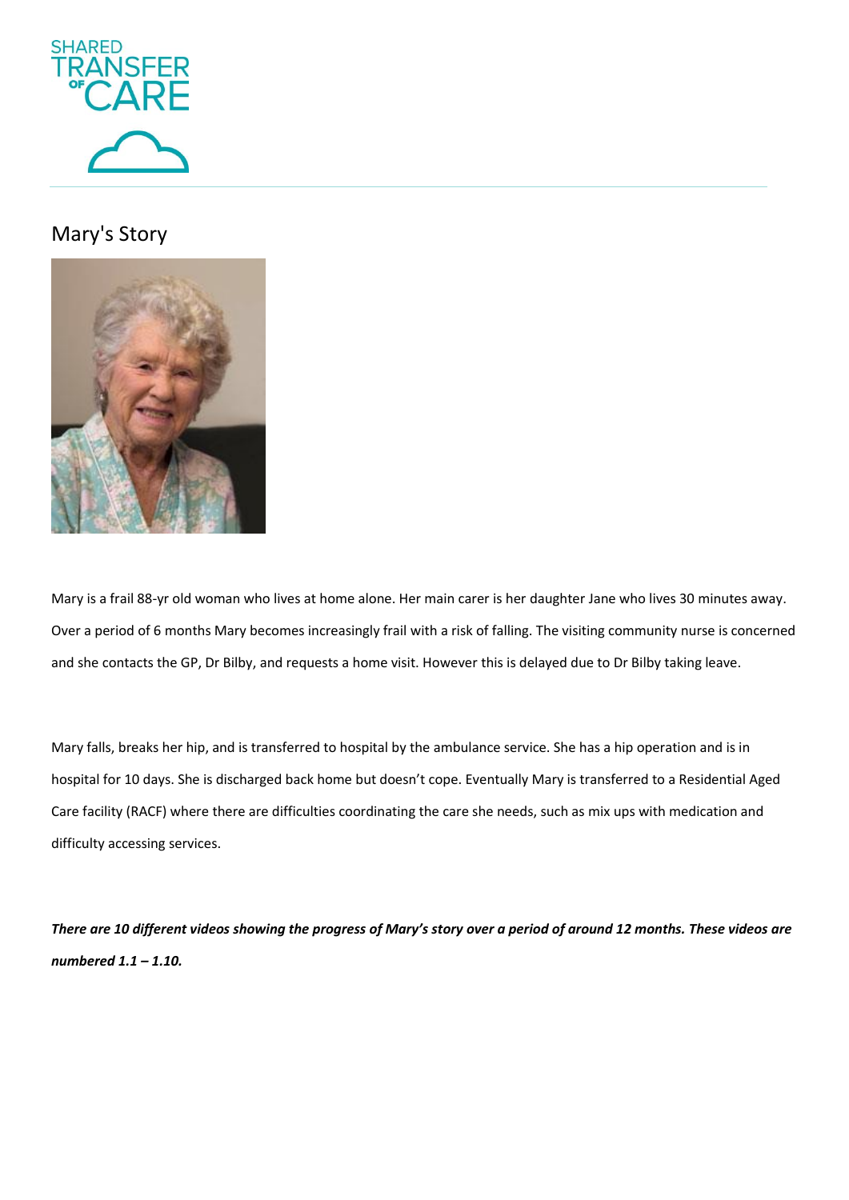SHARED TRANSFER OF CARE

## Mary's Story

Mary is a frail 88-yr old woman who lives at home alone. Her main carer is her daughter Jane who lives 30 minutes away. Over a period of 6 months Mary becomes increasingly frail with a risk of falling. The visiting community nurse is concerned and she contacts the GP, Dr Bilby, and requests a home visit. However this is delayed due to Dr Bilby taking leave.

Mary falls, breaks her hip, and is transferred to hospital by the ambulance service. She has a hip operation and is in hospital for 10 days. She is discharged back home but doesn't cope. Eventually Mary is transferred to a Residential Aged Care facility (RACF) where there are difficulties coordinating the care she needs, such as mix ups with medication and difficulty accessing services.

***There are 10 different videos showing the progress of Mary's story over a period of around 12 months. These videos are numbered 1.1 – 1.10.***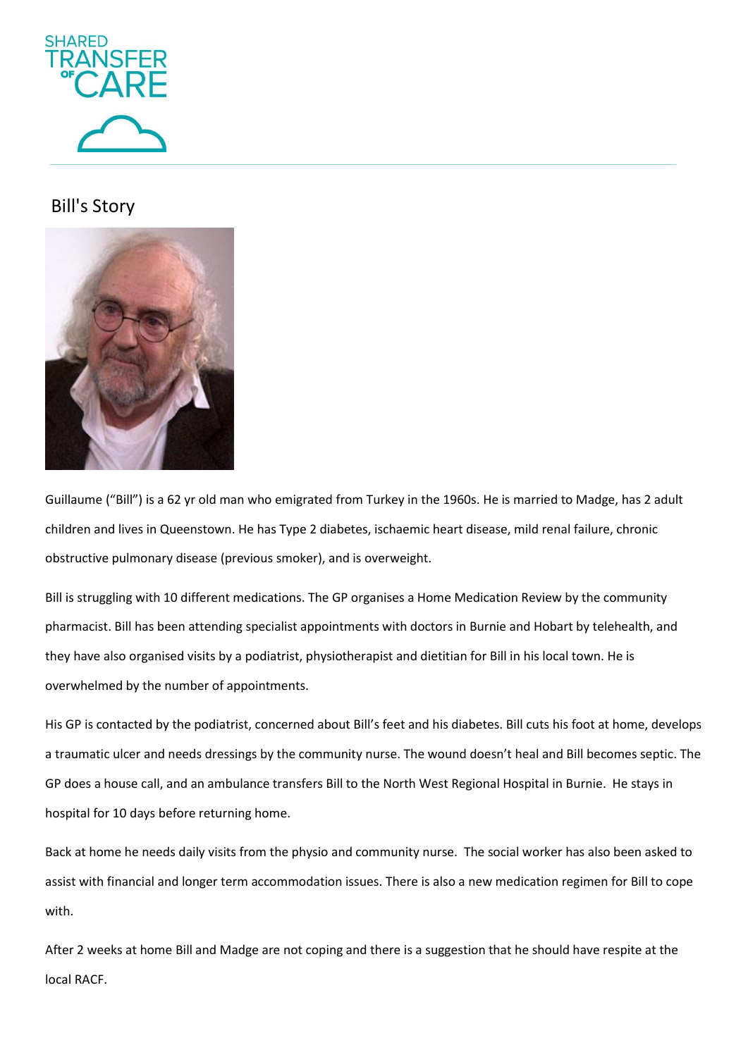SHARED TRANSFER OF CARE

## Bill's Story

Guillaume ("Bill") is a 62 yr old man who emigrated from Turkey in the 1960s. He is married to Madge, has 2 adult children and lives in Queenstown. He has Type 2 diabetes, ischaemic heart disease, mild renal failure, chronic obstructive pulmonary disease (previous smoker), and is overweight.

Bill is struggling with 10 different medications. The GP organises a Home Medication Review by the community pharmacist. Bill has been attending specialist appointments with doctors in Burnie and Hobart by telehealth, and they have also organised visits by a podiatrist, physiotherapist and dietitian for Bill in his local town. He is overwhelmed by the number of appointments.

His GP is contacted by the podiatrist, concerned about Bill's feet and his diabetes. Bill cuts his foot at home, develops a traumatic ulcer and needs dressings by the community nurse. The wound doesn't heal and Bill becomes septic. The GP does a house call, and an ambulance transfers Bill to the North West Regional Hospital in Burnie. He stays in hospital for 10 days before returning home.

Back at home he needs daily visits from the physio and community nurse. The social worker has also been asked to assist with financial and longer term accommodation issues. There is also a new medication regimen for Bill to cope with.

After 2 weeks at home Bill and Madge are not coping and there is a suggestion that he should have respite at the local RACF.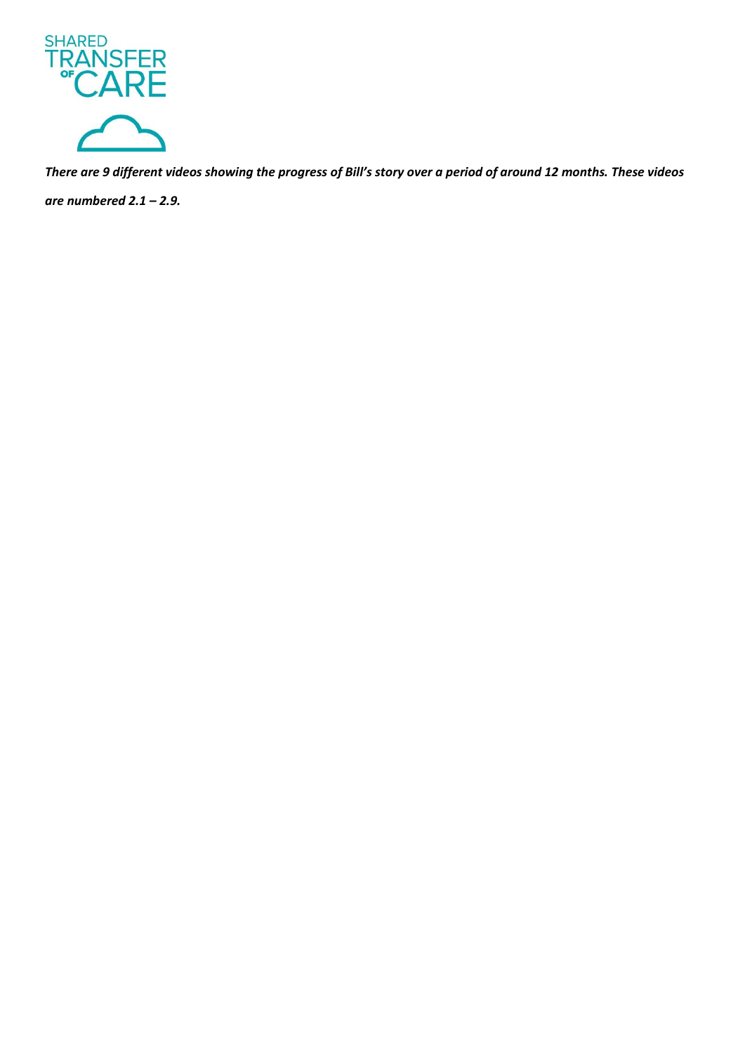***There are 9 different videos showing the progress of Bill's story over a period of around 12 months. These videos are numbered 2.1 – 2.9.***